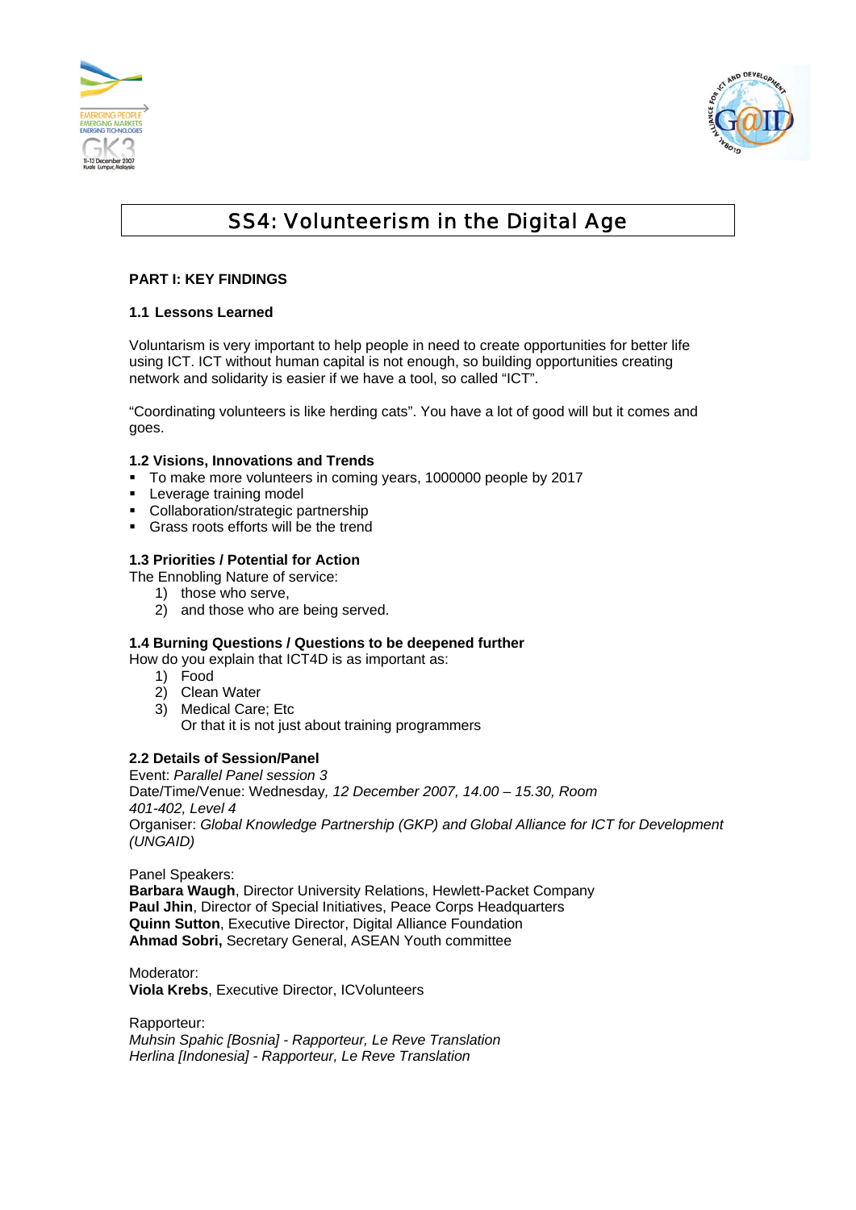# SS4: Volunteerism in the Digital Age

## PART I: KEY FINDINGS

### 1.1 Lessons Learned

Voluntarism is very important to help people in need to create opportunities for better life using ICT. ICT without human capital is not enough, so building opportunities creating network and solidarity is easier if we have a tool, so called "ICT".

"Coordinating volunteers is like herding cats". You have a lot of good will but it comes and goes.

### 1.2 Visions, Innovations and Trends

- To make more volunteers in coming years, 1000000 people by 2017
- Leverage training model
- Collaboration/strategic partnership
- Grass roots efforts will be the trend

### 1.3 Priorities / Potential for Action

The Ennobling Nature of service:

1) those who serve,
2) and those who are being served.

### 1.4 Burning Questions / Questions to be deepened further

How do you explain that ICT4D is as important as:

1) Food
2) Clean Water
3) Medical Care; Etc
   Or that it is not just about training programmers

### 2.2 Details of Session/Panel

Event: *Parallel Panel session 3*
Date/Time/Venue: Wednesday*, 12 December 2007, 14.00 – 15.30, Room 401-402, Level 4*
Organiser: *Global Knowledge Partnership (GKP) and Global Alliance for ICT for Development (UNGAID)*

Panel Speakers:
**Barbara Waugh**, Director University Relations, Hewlett-Packet Company
**Paul Jhin**, Director of Special Initiatives, Peace Corps Headquarters
**Quinn Sutton**, Executive Director, Digital Alliance Foundation
**Ahmad Sobri,** Secretary General, ASEAN Youth committee

Moderator:
**Viola Krebs**, Executive Director, ICVolunteers

Rapporteur:
*Muhsin Spahic [Bosnia] - Rapporteur, Le Reve Translation*
*Herlina [Indonesia] - Rapporteur, Le Reve Translation*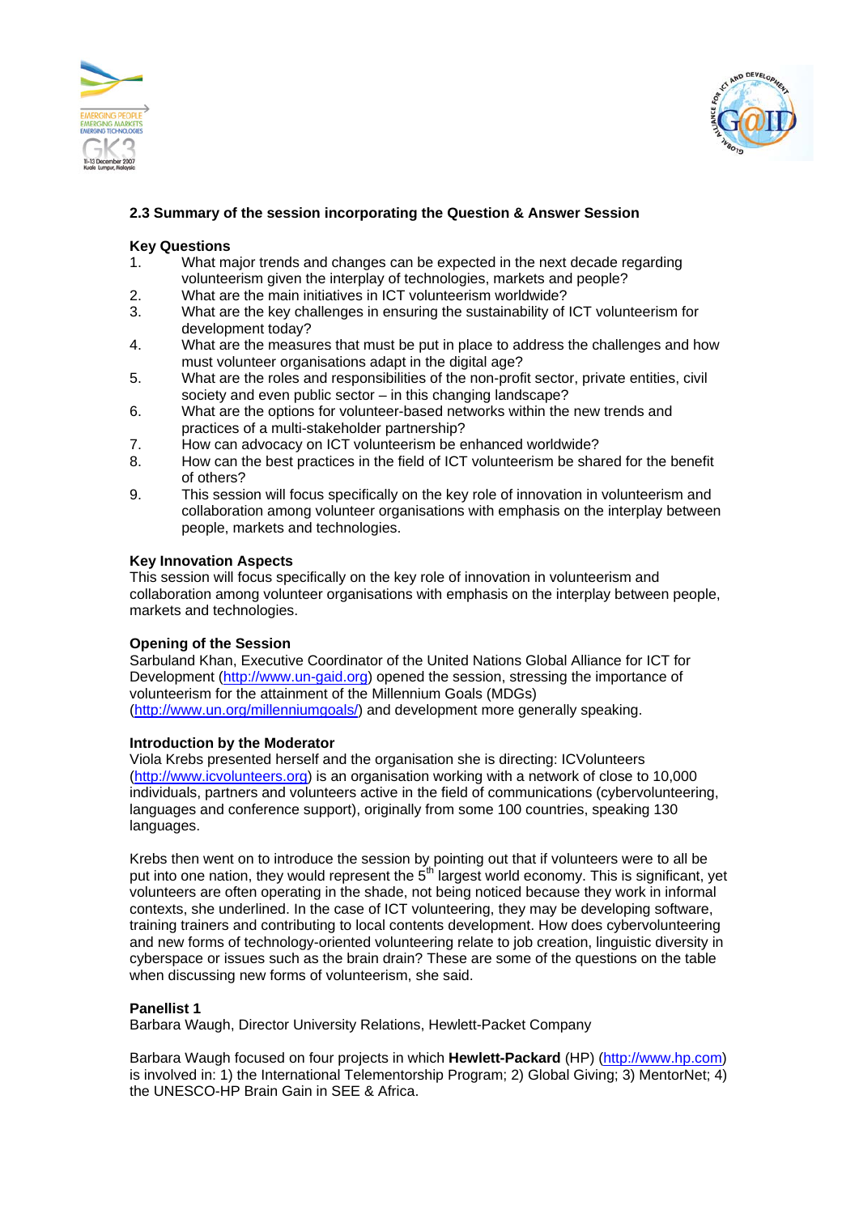### 2.3 Summary of the session incorporating the Question & Answer Session

**Key Questions**

1. What major trends and changes can be expected in the next decade regarding volunteerism given the interplay of technologies, markets and people?
2. What are the main initiatives in ICT volunteerism worldwide?
3. What are the key challenges in ensuring the sustainability of ICT volunteerism for development today?
4. What are the measures that must be put in place to address the challenges and how must volunteer organisations adapt in the digital age?
5. What are the roles and responsibilities of the non-profit sector, private entities, civil society and even public sector – in this changing landscape?
6. What are the options for volunteer-based networks within the new trends and practices of a multi-stakeholder partnership?
7. How can advocacy on ICT volunteerism be enhanced worldwide?
8. How can the best practices in the field of ICT volunteerism be shared for the benefit of others?
9. This session will focus specifically on the key role of innovation in volunteerism and collaboration among volunteer organisations with emphasis on the interplay between people, markets and technologies.

**Key Innovation Aspects**

This session will focus specifically on the key role of innovation in volunteerism and collaboration among volunteer organisations with emphasis on the interplay between people, markets and technologies.

**Opening of the Session**

Sarbuland Khan, Executive Coordinator of the United Nations Global Alliance for ICT for Development (http://www.un-gaid.org) opened the session, stressing the importance of volunteerism for the attainment of the Millennium Goals (MDGs) (http://www.un.org/millenniumgoals/) and development more generally speaking.

**Introduction by the Moderator**

Viola Krebs presented herself and the organisation she is directing: ICVolunteers (http://www.icvolunteers.org) is an organisation working with a network of close to 10,000 individuals, partners and volunteers active in the field of communications (cybervolunteering, languages and conference support), originally from some 100 countries, speaking 130 languages.

Krebs then went on to introduce the session by pointing out that if volunteers were to all be put into one nation, they would represent the 5th largest world economy. This is significant, yet volunteers are often operating in the shade, not being noticed because they work in informal contexts, she underlined. In the case of ICT volunteering, they may be developing software, training trainers and contributing to local contents development. How does cybervolunteering and new forms of technology-oriented volunteering relate to job creation, linguistic diversity in cyberspace or issues such as the brain drain? These are some of the questions on the table when discussing new forms of volunteerism, she said.

**Panellist 1**

Barbara Waugh, Director University Relations, Hewlett-Packet Company

Barbara Waugh focused on four projects in which **Hewlett-Packard** (HP) (http://www.hp.com) is involved in: 1) the International Telementorship Program; 2) Global Giving; 3) MentorNet; 4) the UNESCO-HP Brain Gain in SEE & Africa.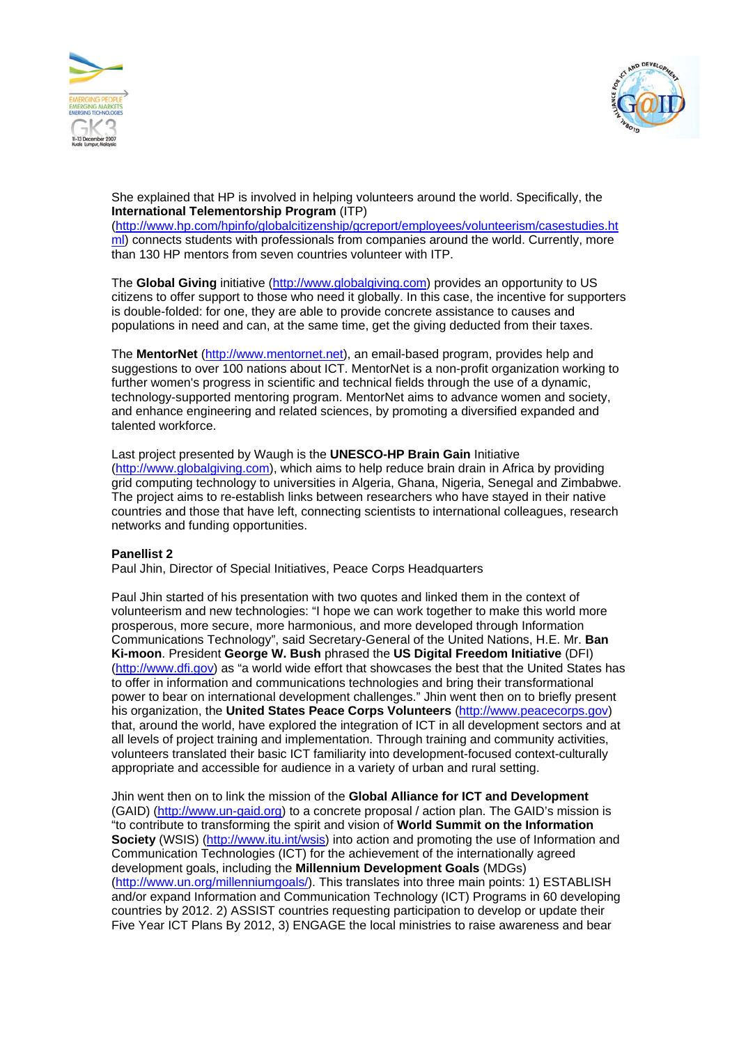She explained that HP is involved in helping volunteers around the world. Specifically, the **International Telementorship Program** (ITP) (http://www.hp.com/hpinfo/globalcitizenship/gcreport/employees/volunteerism/casestudies.html) connects students with professionals from companies around the world. Currently, more than 130 HP mentors from seven countries volunteer with ITP.

The **Global Giving** initiative (http://www.globalgiving.com) provides an opportunity to US citizens to offer support to those who need it globally. In this case, the incentive for supporters is double-folded: for one, they are able to provide concrete assistance to causes and populations in need and can, at the same time, get the giving deducted from their taxes.

The **MentorNet** (http://www.mentornet.net), an email-based program, provides help and suggestions to over 100 nations about ICT. MentorNet is a non-profit organization working to further women's progress in scientific and technical fields through the use of a dynamic, technology-supported mentoring program. MentorNet aims to advance women and society, and enhance engineering and related sciences, by promoting a diversified expanded and talented workforce.

Last project presented by Waugh is the **UNESCO-HP Brain Gain** Initiative (http://www.globalgiving.com), which aims to help reduce brain drain in Africa by providing grid computing technology to universities in Algeria, Ghana, Nigeria, Senegal and Zimbabwe. The project aims to re-establish links between researchers who have stayed in their native countries and those that have left, connecting scientists to international colleagues, research networks and funding opportunities.

**Panellist 2**
Paul Jhin, Director of Special Initiatives, Peace Corps Headquarters

Paul Jhin started of his presentation with two quotes and linked them in the context of volunteerism and new technologies: "I hope we can work together to make this world more prosperous, more secure, more harmonious, and more developed through Information Communications Technology", said Secretary-General of the United Nations, H.E. Mr. **Ban Ki-moon**. President **George W. Bush** phrased the **US Digital Freedom Initiative** (DFI) (http://www.dfi.gov) as "a world wide effort that showcases the best that the United States has to offer in information and communications technologies and bring their transformational power to bear on international development challenges." Jhin went then on to briefly present his organization, the **United States Peace Corps Volunteers** (http://www.peacecorps.gov) that, around the world, have explored the integration of ICT in all development sectors and at all levels of project training and implementation. Through training and community activities, volunteers translated their basic ICT familiarity into development-focused context-culturally appropriate and accessible for audience in a variety of urban and rural setting.

Jhin went then on to link the mission of the **Global Alliance for ICT and Development** (GAID) (http://www.un-gaid.org) to a concrete proposal / action plan. The GAID's mission is "to contribute to transforming the spirit and vision of **World Summit on the Information Society** (WSIS) (http://www.itu.int/wsis) into action and promoting the use of Information and Communication Technologies (ICT) for the achievement of the internationally agreed development goals, including the **Millennium Development Goals** (MDGs) (http://www.un.org/milleniumgoals/). This translates into three main points: 1) ESTABLISH and/or expand Information and Communication Technology (ICT) Programs in 60 developing countries by 2012. 2) ASSIST countries requesting participation to develop or update their Five Year ICT Plans By 2012, 3) ENGAGE the local ministries to raise awareness and bear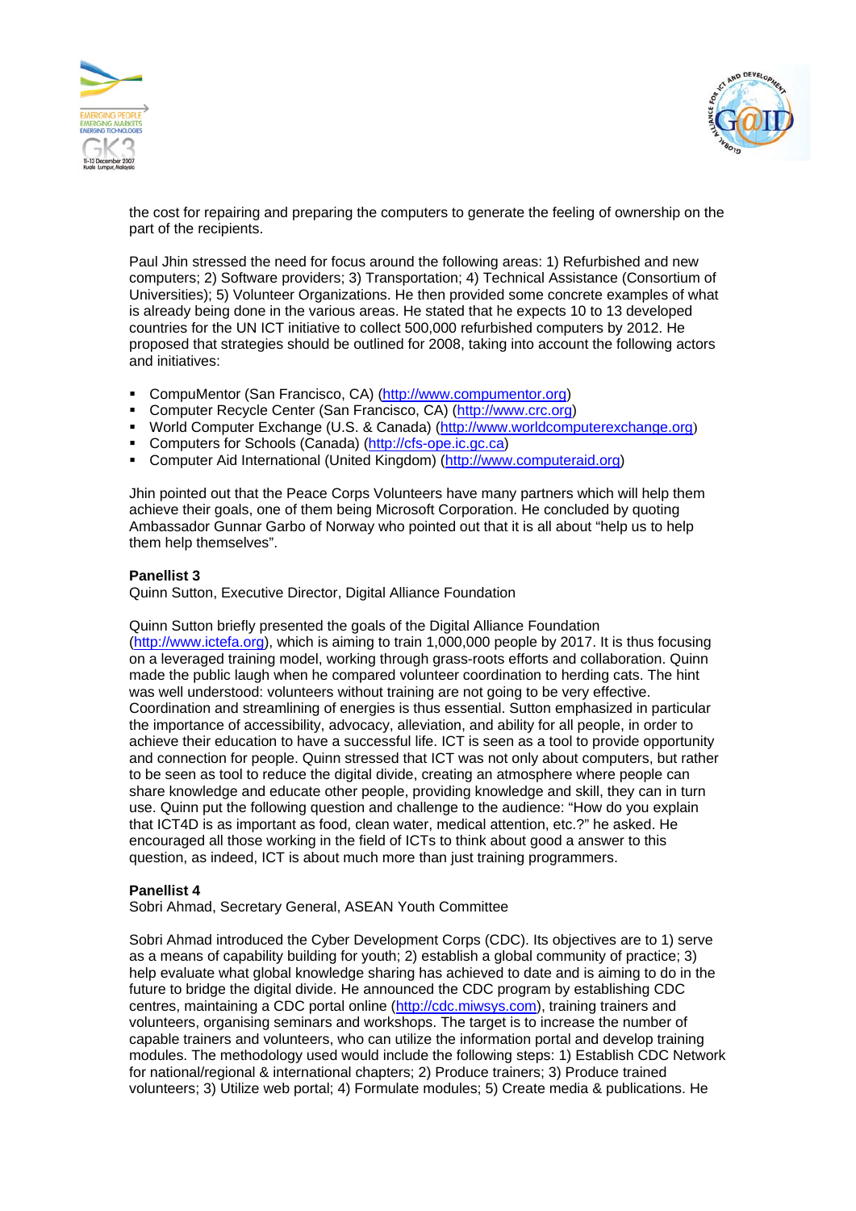the cost for repairing and preparing the computers to generate the feeling of ownership on the part of the recipients.

Paul Jhin stressed the need for focus around the following areas: 1) Refurbished and new computers; 2) Software providers; 3) Transportation; 4) Technical Assistance (Consortium of Universities); 5) Volunteer Organizations. He then provided some concrete examples of what is already being done in the various areas. He stated that he expects 10 to 13 developed countries for the UN ICT initiative to collect 500,000 refurbished computers by 2012. He proposed that strategies should be outlined for 2008, taking into account the following actors and initiatives:

- CompuMentor (San Francisco, CA) (http://www.compumentor.org)
- Computer Recycle Center (San Francisco, CA) (http://www.crc.org)
- World Computer Exchange (U.S. & Canada) (http://www.worldcomputerexchange.org)
- Computers for Schools (Canada) (http://cfs-ope.ic.gc.ca)
- Computer Aid International (United Kingdom) (http://www.computeraid.org)

Jhin pointed out that the Peace Corps Volunteers have many partners which will help them achieve their goals, one of them being Microsoft Corporation. He concluded by quoting Ambassador Gunnar Garbo of Norway who pointed out that it is all about "help us to help them help themselves".

**Panellist 3**
Quinn Sutton, Executive Director, Digital Alliance Foundation

Quinn Sutton briefly presented the goals of the Digital Alliance Foundation (http://www.ictefa.org), which is aiming to train 1,000,000 people by 2017. It is thus focusing on a leveraged training model, working through grass-roots efforts and collaboration. Quinn made the public laugh when he compared volunteer coordination to herding cats. The hint was well understood: volunteers without training are not going to be very effective. Coordination and streamlining of energies is thus essential. Sutton emphasized in particular the importance of accessibility, advocacy, alleviation, and ability for all people, in order to achieve their education to have a successful life. ICT is seen as a tool to provide opportunity and connection for people. Quinn stressed that ICT was not only about computers, but rather to be seen as tool to reduce the digital divide, creating an atmosphere where people can share knowledge and educate other people, providing knowledge and skill, they can in turn use. Quinn put the following question and challenge to the audience: "How do you explain that ICT4D is as important as food, clean water, medical attention, etc.?" he asked. He encouraged all those working in the field of ICTs to think about good a answer to this question, as indeed, ICT is about much more than just training programmers.

**Panellist 4**
Sobri Ahmad, Secretary General, ASEAN Youth Committee

Sobri Ahmad introduced the Cyber Development Corps (CDC). Its objectives are to 1) serve as a means of capability building for youth; 2) establish a global community of practice; 3) help evaluate what global knowledge sharing has achieved to date and is aiming to do in the future to bridge the digital divide. He announced the CDC program by establishing CDC centres, maintaining a CDC portal online (http://cdc.miwsys.com), training trainers and volunteers, organising seminars and workshops. The target is to increase the number of capable trainers and volunteers, who can utilize the information portal and develop training modules. The methodology used would include the following steps: 1) Establish CDC Network for national/regional & international chapters; 2) Produce trainers; 3) Produce trained volunteers; 3) Utilize web portal; 4) Formulate modules; 5) Create media & publications. He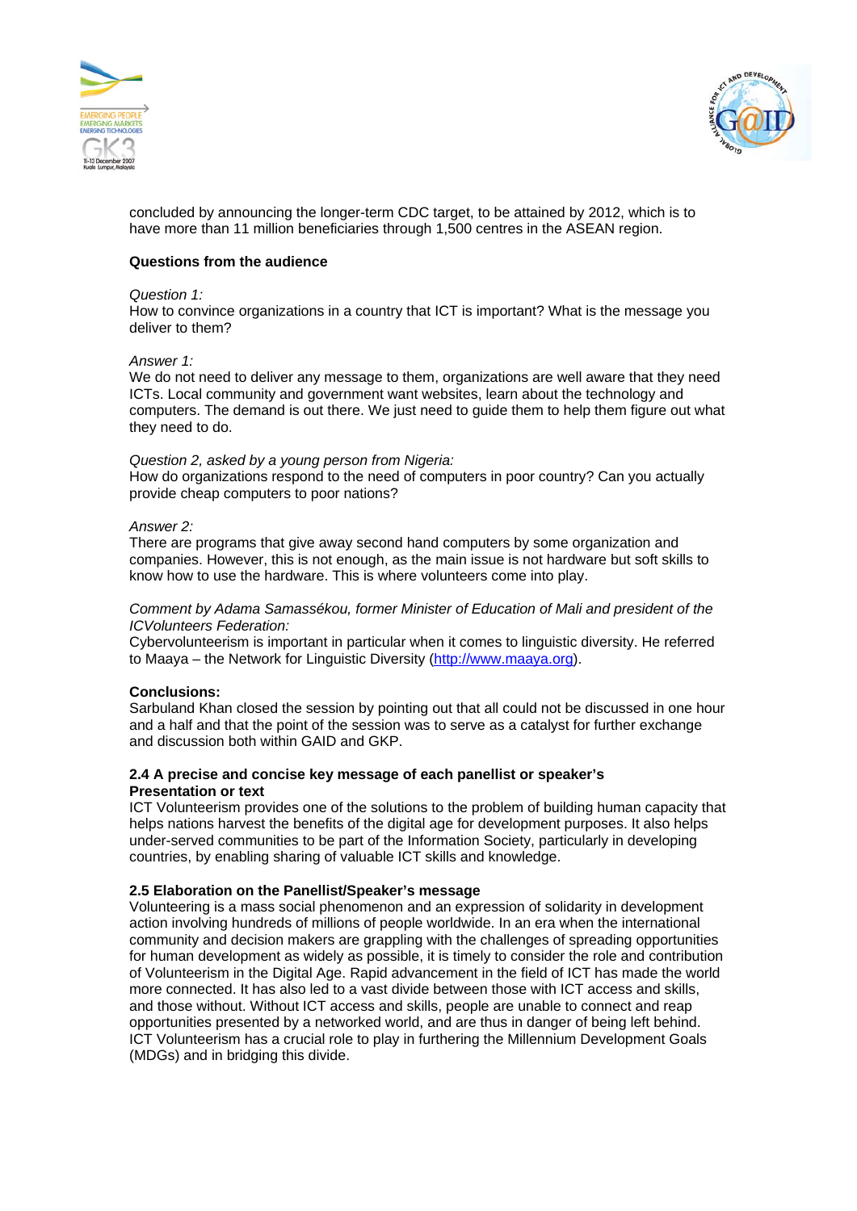concluded by announcing the longer-term CDC target, to be attained by 2012, which is to have more than 11 million beneficiaries through 1,500 centres in the ASEAN region.

**Questions from the audience**

*Question 1:*
How to convince organizations in a country that ICT is important? What is the message you deliver to them?

*Answer 1:*
We do not need to deliver any message to them, organizations are well aware that they need ICTs. Local community and government want websites, learn about the technology and computers. The demand is out there. We just need to guide them to help them figure out what they need to do.

*Question 2, asked by a young person from Nigeria:*
How do organizations respond to the need of computers in poor country? Can you actually provide cheap computers to poor nations?

*Answer 2:*
There are programs that give away second hand computers by some organization and companies. However, this is not enough, as the main issue is not hardware but soft skills to know how to use the hardware. This is where volunteers come into play.

*Comment by Adama Samassékou, former Minister of Education of Mali and president of the ICVolunteers Federation:*
Cybervolunteerism is important in particular when it comes to linguistic diversity. He referred to Maaya – the Network for Linguistic Diversity (http://www.maaya.org).

**Conclusions:**
Sarbuland Khan closed the session by pointing out that all could not be discussed in one hour and a half and that the point of the session was to serve as a catalyst for further exchange and discussion both within GAID and GKP.

### 2.4 A precise and concise key message of each panellist or speaker's Presentation or text

ICT Volunteerism provides one of the solutions to the problem of building human capacity that helps nations harvest the benefits of the digital age for development purposes. It also helps under-served communities to be part of the Information Society, particularly in developing countries, by enabling sharing of valuable ICT skills and knowledge.

### 2.5 Elaboration on the Panellist/Speaker's message

Volunteering is a mass social phenomenon and an expression of solidarity in development action involving hundreds of millions of people worldwide. In an era when the international community and decision makers are grappling with the challenges of spreading opportunities for human development as widely as possible, it is timely to consider the role and contribution of Volunteerism in the Digital Age. Rapid advancement in the field of ICT has made the world more connected. It has also led to a vast divide between those with ICT access and skills, and those without. Without ICT access and skills, people are unable to connect and reap opportunities presented by a networked world, and are thus in danger of being left behind. ICT Volunteerism has a crucial role to play in furthering the Millennium Development Goals (MDGs) and in bridging this divide.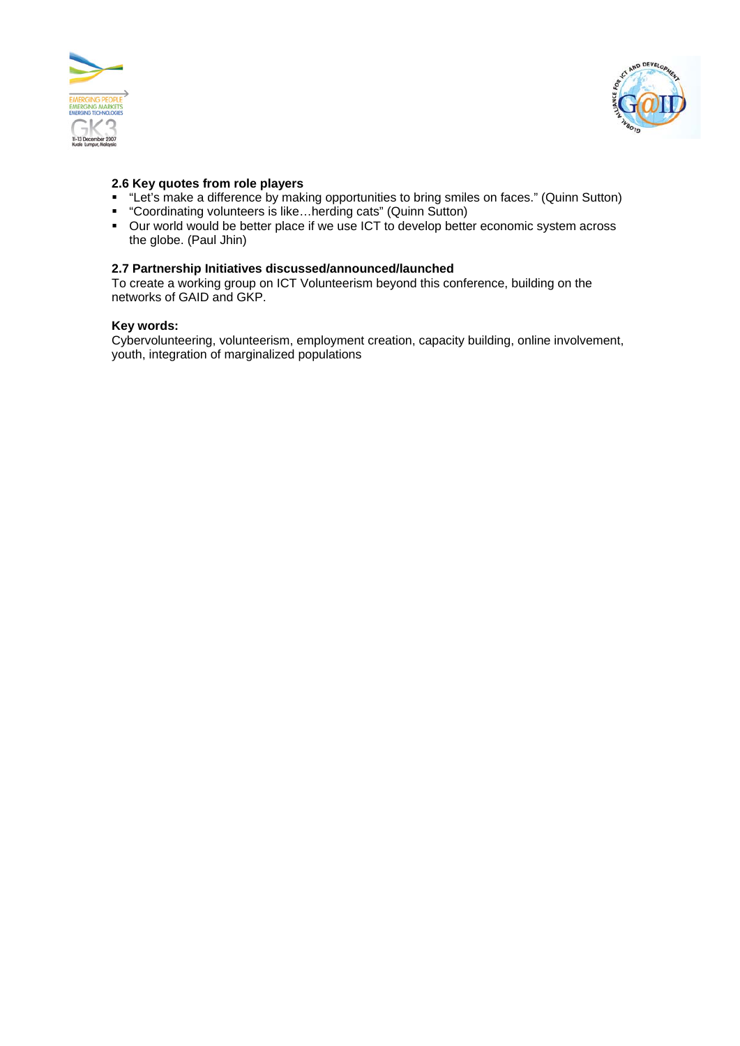### 2.6 Key quotes from role players

- "Let's make a difference by making opportunities to bring smiles on faces." (Quinn Sutton)
- "Coordinating volunteers is like…herding cats" (Quinn Sutton)
- Our world would be better place if we use ICT to develop better economic system across the globe. (Paul Jhin)

### 2.7 Partnership Initiatives discussed/announced/launched

To create a working group on ICT Volunteerism beyond this conference, building on the networks of GAID and GKP.

**Key words:**

Cybervolunteering, volunteerism, employment creation, capacity building, online involvement, youth, integration of marginalized populations